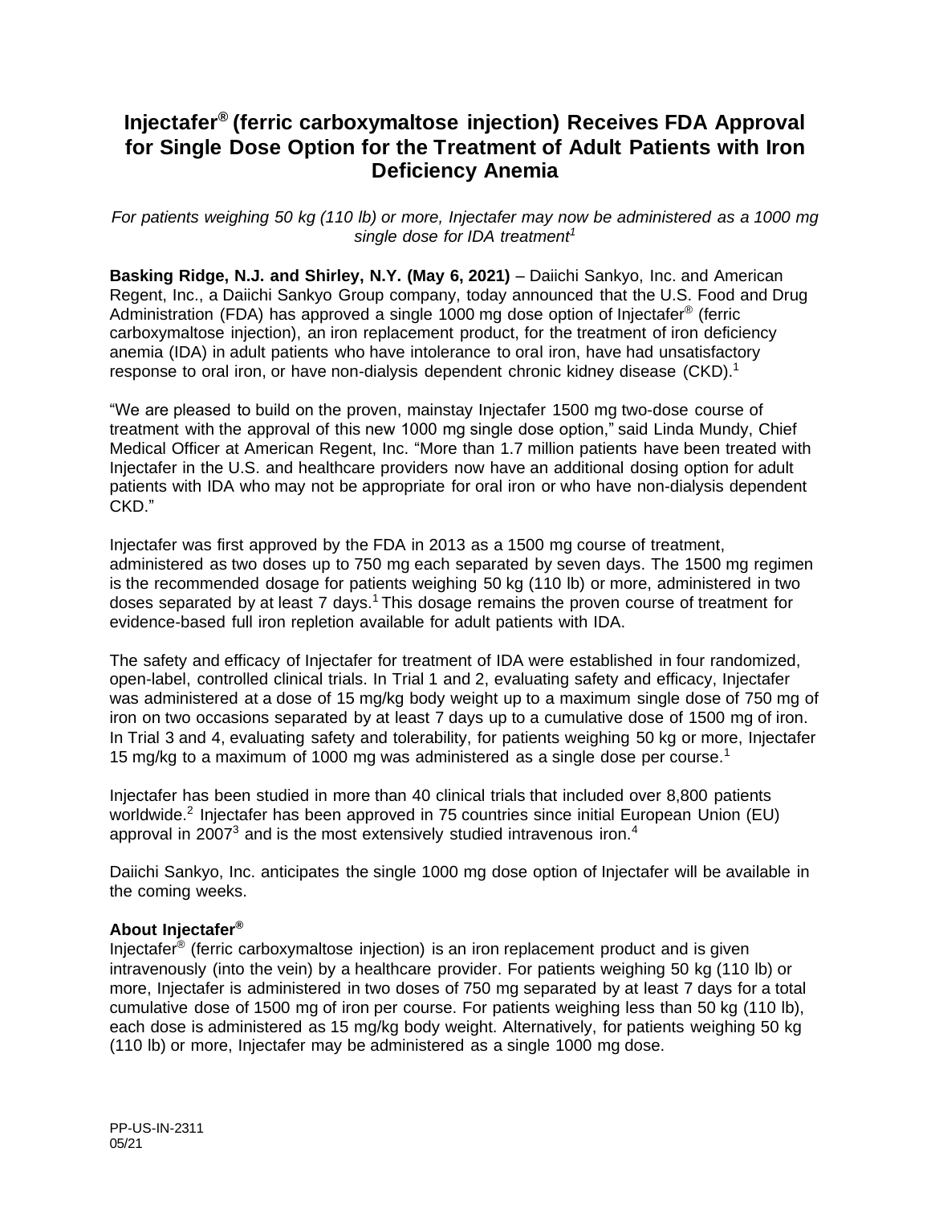# Injectafer® (ferric carboxymaltose injection) Receives FDA Approval for Single Dose Option for the Treatment of Adult Patients with Iron Deficiency Anemia

*For patients weighing 50 kg (110 lb) or more, Injectafer may now be administered as a 1000 mg single dose for IDA treatment[1]*

**Basking Ridge, N.J. and Shirley, N.Y. (May 6, 2021)** – Daiichi Sankyo, Inc. and American Regent, Inc., a Daiichi Sankyo Group company, today announced that the U.S. Food and Drug Administration (FDA) has approved a single 1000 mg dose option of Injectafer® (ferric carboxymaltose injection), an iron replacement product, for the treatment of iron deficiency anemia (IDA) in adult patients who have intolerance to oral iron, have had unsatisfactory response to oral iron, or have non-dialysis dependent chronic kidney disease (CKD).[1]

"We are pleased to build on the proven, mainstay Injectafer 1500 mg two-dose course of treatment with the approval of this new 1000 mg single dose option," said Linda Mundy, Chief Medical Officer at American Regent, Inc. "More than 1.7 million patients have been treated with Injectafer in the U.S. and healthcare providers now have an additional dosing option for adult patients with IDA who may not be appropriate for oral iron or who have non-dialysis dependent CKD."

Injectafer was first approved by the FDA in 2013 as a 1500 mg course of treatment, administered as two doses up to 750 mg each separated by seven days. The 1500 mg regimen is the recommended dosage for patients weighing 50 kg (110 lb) or more, administered in two doses separated by at least 7 days.[1] This dosage remains the proven course of treatment for evidence-based full iron repletion available for adult patients with IDA.

The safety and efficacy of Injectafer for treatment of IDA were established in four randomized, open-label, controlled clinical trials. In Trial 1 and 2, evaluating safety and efficacy, Injectafer was administered at a dose of 15 mg/kg body weight up to a maximum single dose of 750 mg of iron on two occasions separated by at least 7 days up to a cumulative dose of 1500 mg of iron. In Trial 3 and 4, evaluating safety and tolerability, for patients weighing 50 kg or more, Injectafer 15 mg/kg to a maximum of 1000 mg was administered as a single dose per course.[1]

Injectafer has been studied in more than 40 clinical trials that included over 8,800 patients worldwide.[2] Injectafer has been approved in 75 countries since initial European Union (EU) approval in 2007[3] and is the most extensively studied intravenous iron.[4]

Daiichi Sankyo, Inc. anticipates the single 1000 mg dose option of Injectafer will be available in the coming weeks.

**About Injectafer®**

Injectafer® (ferric carboxymaltose injection) is an iron replacement product and is given intravenously (into the vein) by a healthcare provider. For patients weighing 50 kg (110 lb) or more, Injectafer is administered in two doses of 750 mg separated by at least 7 days for a total cumulative dose of 1500 mg of iron per course. For patients weighing less than 50 kg (110 lb), each dose is administered as 15 mg/kg body weight. Alternatively, for patients weighing 50 kg (110 lb) or more, Injectafer may be administered as a single 1000 mg dose.

PP-US-IN-2311
05/21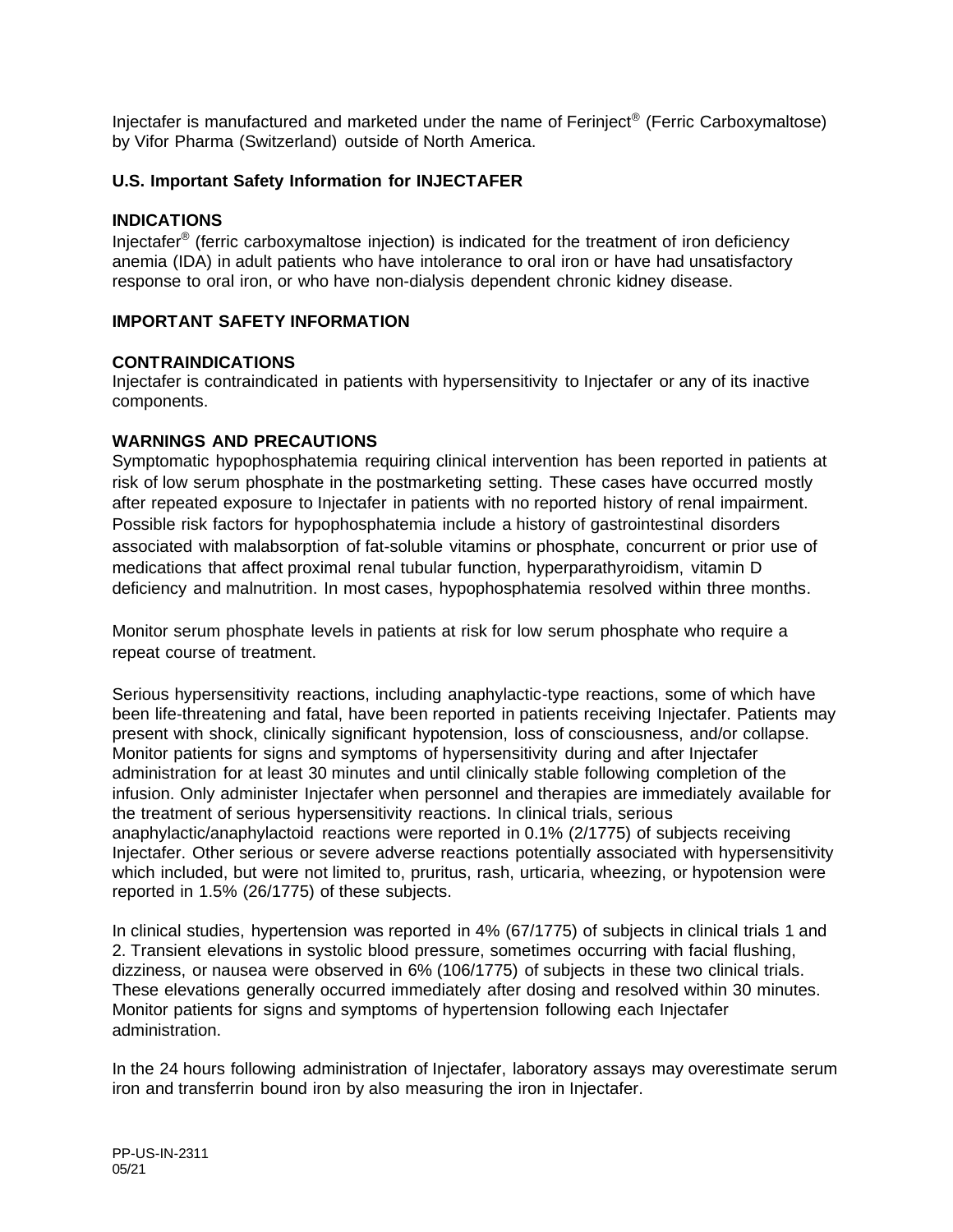Injectafer is manufactured and marketed under the name of Ferinject® (Ferric Carboxymaltose) by Vifor Pharma (Switzerland) outside of North America.

**U.S. Important Safety Information for INJECTAFER**

**INDICATIONS**

Injectafer® (ferric carboxymaltose injection) is indicated for the treatment of iron deficiency anemia (IDA) in adult patients who have intolerance to oral iron or have had unsatisfactory response to oral iron, or who have non-dialysis dependent chronic kidney disease.

**IMPORTANT SAFETY INFORMATION**

**CONTRAINDICATIONS**

Injectafer is contraindicated in patients with hypersensitivity to Injectafer or any of its inactive components.

**WARNINGS AND PRECAUTIONS**

Symptomatic hypophosphatemia requiring clinical intervention has been reported in patients at risk of low serum phosphate in the postmarketing setting. These cases have occurred mostly after repeated exposure to Injectafer in patients with no reported history of renal impairment. Possible risk factors for hypophosphatemia include a history of gastrointestinal disorders associated with malabsorption of fat-soluble vitamins or phosphate, concurrent or prior use of medications that affect proximal renal tubular function, hyperparathyroidism, vitamin D deficiency and malnutrition. In most cases, hypophosphatemia resolved within three months.

Monitor serum phosphate levels in patients at risk for low serum phosphate who require a repeat course of treatment.

Serious hypersensitivity reactions, including anaphylactic-type reactions, some of which have been life-threatening and fatal, have been reported in patients receiving Injectafer. Patients may present with shock, clinically significant hypotension, loss of consciousness, and/or collapse. Monitor patients for signs and symptoms of hypersensitivity during and after Injectafer administration for at least 30 minutes and until clinically stable following completion of the infusion. Only administer Injectafer when personnel and therapies are immediately available for the treatment of serious hypersensitivity reactions. In clinical trials, serious anaphylactic/anaphylactoid reactions were reported in 0.1% (2/1775) of subjects receiving Injectafer. Other serious or severe adverse reactions potentially associated with hypersensitivity which included, but were not limited to, pruritus, rash, urticaria, wheezing, or hypotension were reported in 1.5% (26/1775) of these subjects.

In clinical studies, hypertension was reported in 4% (67/1775) of subjects in clinical trials 1 and 2. Transient elevations in systolic blood pressure, sometimes occurring with facial flushing, dizziness, or nausea were observed in 6% (106/1775) of subjects in these two clinical trials. These elevations generally occurred immediately after dosing and resolved within 30 minutes. Monitor patients for signs and symptoms of hypertension following each Injectafer administration.

In the 24 hours following administration of Injectafer, laboratory assays may overestimate serum iron and transferrin bound iron by also measuring the iron in Injectafer.

PP-US-IN-2311
05/21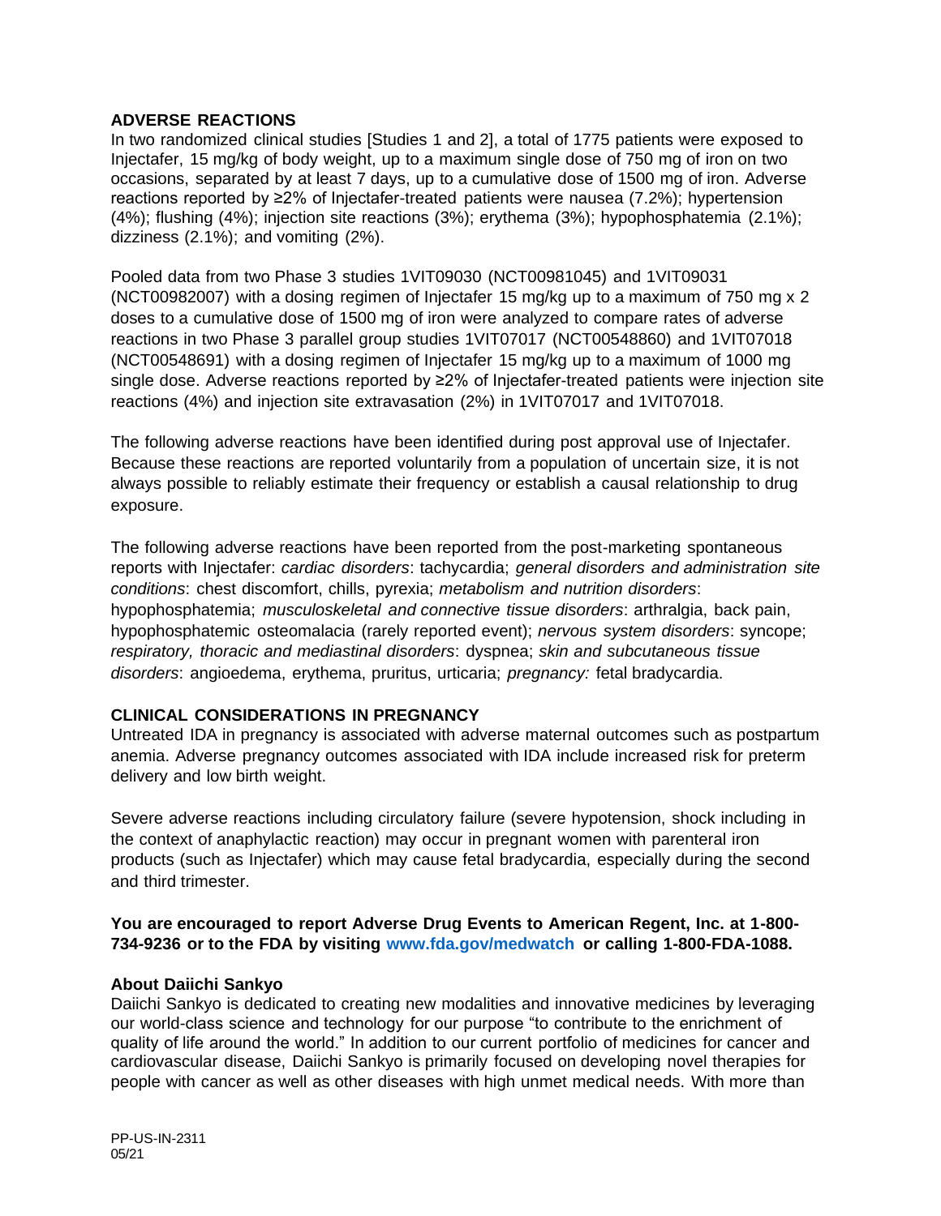## ADVERSE REACTIONS

In two randomized clinical studies [Studies 1 and 2], a total of 1775 patients were exposed to Injectafer, 15 mg/kg of body weight, up to a maximum single dose of 750 mg of iron on two occasions, separated by at least 7 days, up to a cumulative dose of 1500 mg of iron. Adverse reactions reported by ≥2% of Injectafer-treated patients were nausea (7.2%); hypertension (4%); flushing (4%); injection site reactions (3%); erythema (3%); hypophosphatemia (2.1%); dizziness (2.1%); and vomiting (2%).

Pooled data from two Phase 3 studies 1VIT09030 (NCT00981045) and 1VIT09031 (NCT00982007) with a dosing regimen of Injectafer 15 mg/kg up to a maximum of 750 mg x 2 doses to a cumulative dose of 1500 mg of iron were analyzed to compare rates of adverse reactions in two Phase 3 parallel group studies 1VIT07017 (NCT00548860) and 1VIT07018 (NCT00548691) with a dosing regimen of Injectafer 15 mg/kg up to a maximum of 1000 mg single dose. Adverse reactions reported by ≥2% of Injectafer-treated patients were injection site reactions (4%) and injection site extravasation (2%) in 1VIT07017 and 1VIT07018.

The following adverse reactions have been identified during post approval use of Injectafer. Because these reactions are reported voluntarily from a population of uncertain size, it is not always possible to reliably estimate their frequency or establish a causal relationship to drug exposure.

The following adverse reactions have been reported from the post-marketing spontaneous reports with Injectafer: *cardiac disorders*: tachycardia; *general disorders and administration site conditions*: chest discomfort, chills, pyrexia; *metabolism and nutrition disorders*: hypophosphatemia; *musculoskeletal and connective tissue disorders*: arthralgia, back pain, hypophosphatemic osteomalacia (rarely reported event); *nervous system disorders*: syncope; *respiratory, thoracic and mediastinal disorders*: dyspnea; *skin and subcutaneous tissue disorders*: angioedema, erythema, pruritus, urticaria; *pregnancy:* fetal bradycardia.

## CLINICAL CONSIDERATIONS IN PREGNANCY

Untreated IDA in pregnancy is associated with adverse maternal outcomes such as postpartum anemia. Adverse pregnancy outcomes associated with IDA include increased risk for preterm delivery and low birth weight.

Severe adverse reactions including circulatory failure (severe hypotension, shock including in the context of anaphylactic reaction) may occur in pregnant women with parenteral iron products (such as Injectafer) which may cause fetal bradycardia, especially during the second and third trimester.

**You are encouraged to report Adverse Drug Events to American Regent, Inc. at 1-800-734-9236 or to the FDA by visiting www.fda.gov/medwatch or calling 1-800-FDA-1088.**

## About Daiichi Sankyo

Daiichi Sankyo is dedicated to creating new modalities and innovative medicines by leveraging our world-class science and technology for our purpose "to contribute to the enrichment of quality of life around the world." In addition to our current portfolio of medicines for cancer and cardiovascular disease, Daiichi Sankyo is primarily focused on developing novel therapies for people with cancer as well as other diseases with high unmet medical needs. With more than

PP-US-IN-2311
05/21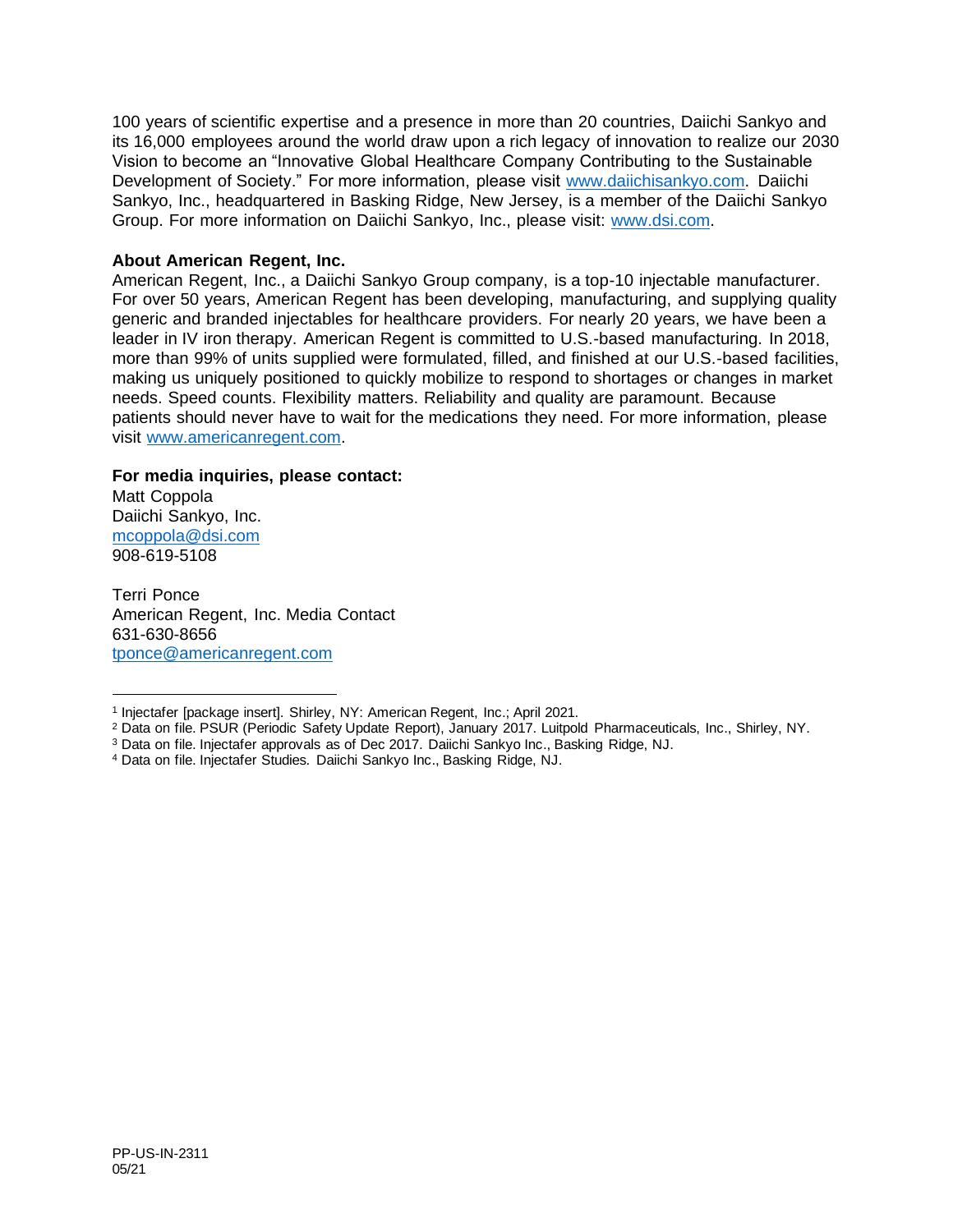100 years of scientific expertise and a presence in more than 20 countries, Daiichi Sankyo and its 16,000 employees around the world draw upon a rich legacy of innovation to realize our 2030 Vision to become an "Innovative Global Healthcare Company Contributing to the Sustainable Development of Society." For more information, please visit www.daiichisankyo.com. Daiichi Sankyo, Inc., headquartered in Basking Ridge, New Jersey, is a member of the Daiichi Sankyo Group. For more information on Daiichi Sankyo, Inc., please visit: www.dsi.com.

**About American Regent, Inc.**
American Regent, Inc., a Daiichi Sankyo Group company, is a top-10 injectable manufacturer. For over 50 years, American Regent has been developing, manufacturing, and supplying quality generic and branded injectables for healthcare providers. For nearly 20 years, we have been a leader in IV iron therapy. American Regent is committed to U.S.-based manufacturing. In 2018, more than 99% of units supplied were formulated, filled, and finished at our U.S.-based facilities, making us uniquely positioned to quickly mobilize to respond to shortages or changes in market needs. Speed counts. Flexibility matters. Reliability and quality are paramount. Because patients should never have to wait for the medications they need. For more information, please visit www.americanregent.com.

**For media inquiries, please contact:**
Matt Coppola
Daiichi Sankyo, Inc.
mcoppola@dsi.com
908-619-5108

Terri Ponce
American Regent, Inc. Media Contact
631-630-8656
tponce@americanregent.com

---

[1] Injectafer [package insert]. Shirley, NY: American Regent, Inc.; April 2021.
[2] Data on file. PSUR (Periodic Safety Update Report), January 2017. Luitpold Pharmaceuticals, Inc., Shirley, NY.
[3] Data on file. Injectafer approvals as of Dec 2017. Daiichi Sankyo Inc., Basking Ridge, NJ.
[4] Data on file. Injectafer Studies. Daiichi Sankyo Inc., Basking Ridge, NJ.

PP-US-IN-2311
05/21